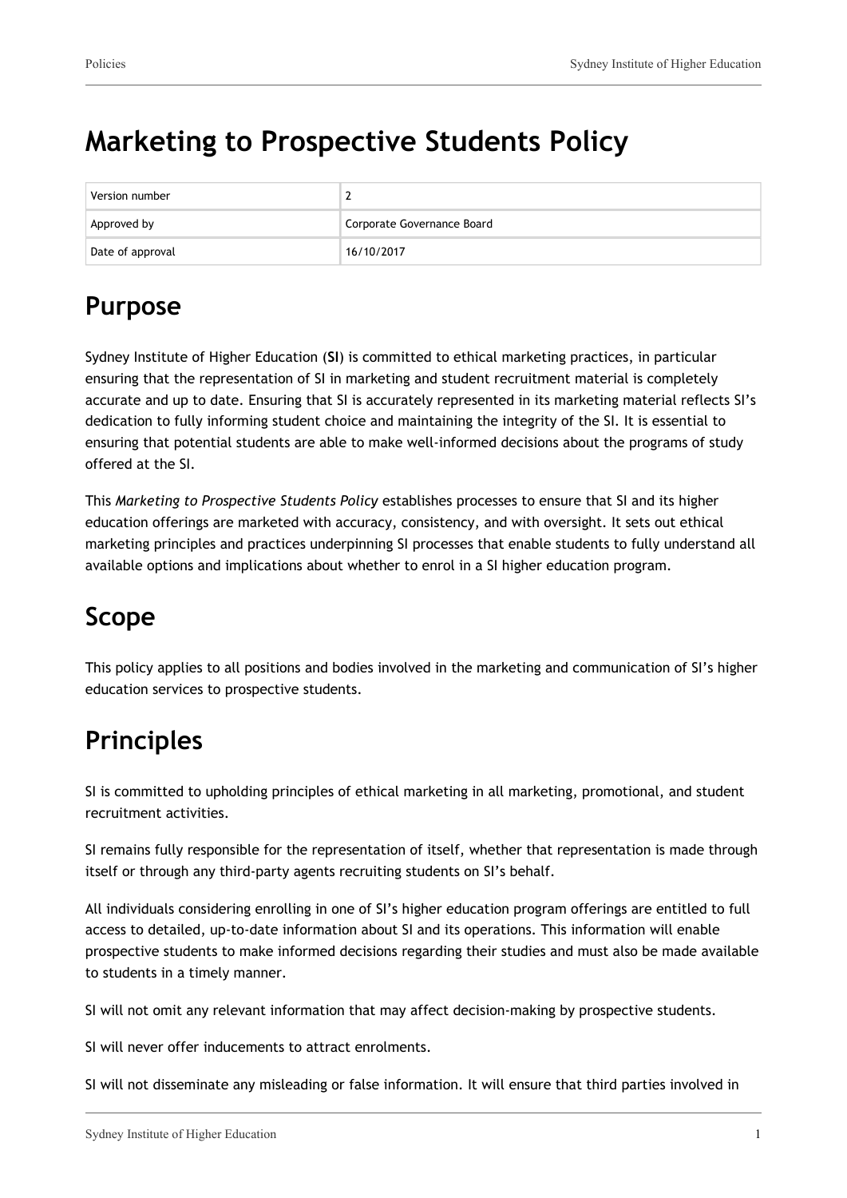# Marketing to Prospective Students Policy

| Version number | 2 |
| --- | --- |
| Approved by | Corporate Governance Board |
| Date of approval | 16/10/2017 |

## Purpose

Sydney Institute of Higher Education (**SI**) is committed to ethical marketing practices, in particular ensuring that the representation of SI in marketing and student recruitment material is completely accurate and up to date. Ensuring that SI is accurately represented in its marketing material reflects SI's dedication to fully informing student choice and maintaining the integrity of the SI. It is essential to ensuring that potential students are able to make well-informed decisions about the programs of study offered at the SI.

This *Marketing to Prospective Students Policy* establishes processes to ensure that SI and its higher education offerings are marketed with accuracy, consistency, and with oversight. It sets out ethical marketing principles and practices underpinning SI processes that enable students to fully understand all available options and implications about whether to enrol in a SI higher education program.

## Scope

This policy applies to all positions and bodies involved in the marketing and communication of SI's higher education services to prospective students.

## Principles

SI is committed to upholding principles of ethical marketing in all marketing, promotional, and student recruitment activities.

SI remains fully responsible for the representation of itself, whether that representation is made through itself or through any third-party agents recruiting students on SI's behalf.

All individuals considering enrolling in one of SI's higher education program offerings are entitled to full access to detailed, up-to-date information about SI and its operations. This information will enable prospective students to make informed decisions regarding their studies and must also be made available to students in a timely manner.

SI will not omit any relevant information that may affect decision-making by prospective students.

SI will never offer inducements to attract enrolments.

SI will not disseminate any misleading or false information. It will ensure that third parties involved in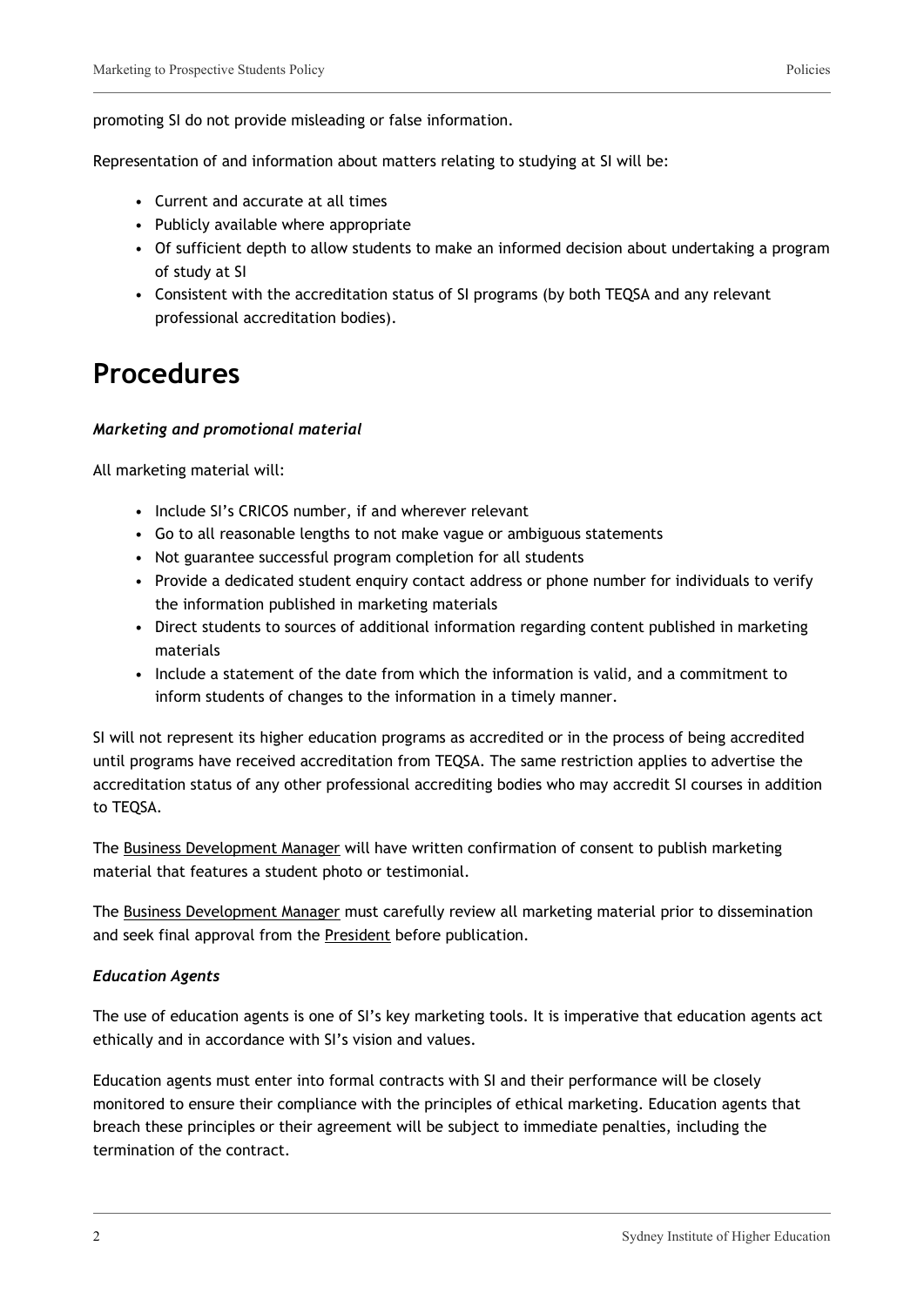promoting SI do not provide misleading or false information.

Representation of and information about matters relating to studying at SI will be:

- Current and accurate at all times
- Publicly available where appropriate
- Of sufficient depth to allow students to make an informed decision about undertaking a program of study at SI
- Consistent with the accreditation status of SI programs (by both TEQSA and any relevant professional accreditation bodies).

# Procedures

***Marketing and promotional material***

All marketing material will:

- Include SI's CRICOS number, if and wherever relevant
- Go to all reasonable lengths to not make vague or ambiguous statements
- Not guarantee successful program completion for all students
- Provide a dedicated student enquiry contact address or phone number for individuals to verify the information published in marketing materials
- Direct students to sources of additional information regarding content published in marketing materials
- Include a statement of the date from which the information is valid, and a commitment to inform students of changes to the information in a timely manner.

SI will not represent its higher education programs as accredited or in the process of being accredited until programs have received accreditation from TEQSA. The same restriction applies to advertise the accreditation status of any other professional accrediting bodies who may accredit SI courses in addition to TEQSA.

The Business Development Manager will have written confirmation of consent to publish marketing material that features a student photo or testimonial.

The Business Development Manager must carefully review all marketing material prior to dissemination and seek final approval from the President before publication.

***Education Agents***

The use of education agents is one of SI's key marketing tools. It is imperative that education agents act ethically and in accordance with SI's vision and values.

Education agents must enter into formal contracts with SI and their performance will be closely monitored to ensure their compliance with the principles of ethical marketing. Education agents that breach these principles or their agreement will be subject to immediate penalties, including the termination of the contract.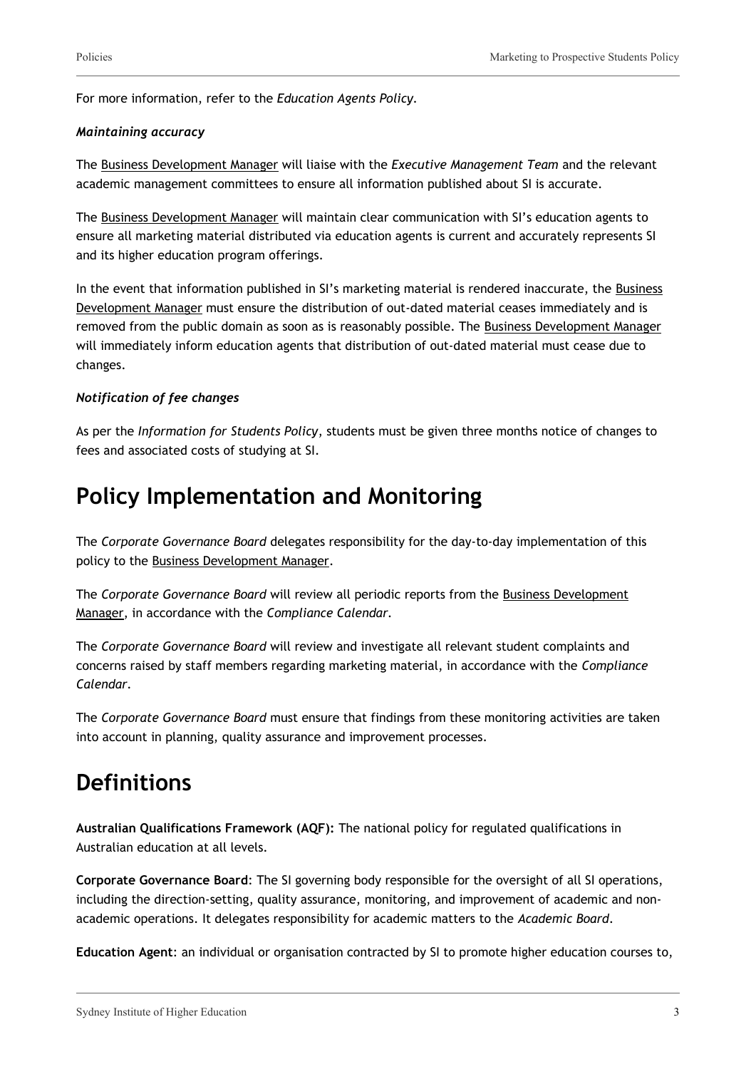For more information, refer to the *Education Agents Policy*.

***Maintaining accuracy***

The Business Development Manager will liaise with the *Executive Management Team* and the relevant academic management committees to ensure all information published about SI is accurate.

The Business Development Manager will maintain clear communication with SI's education agents to ensure all marketing material distributed via education agents is current and accurately represents SI and its higher education program offerings.

In the event that information published in SI's marketing material is rendered inaccurate, the Business Development Manager must ensure the distribution of out-dated material ceases immediately and is removed from the public domain as soon as is reasonably possible. The Business Development Manager will immediately inform education agents that distribution of out-dated material must cease due to changes.

***Notification of fee changes***

As per the *Information for Students Policy*, students must be given three months notice of changes to fees and associated costs of studying at SI.

# Policy Implementation and Monitoring

The *Corporate Governance Board* delegates responsibility for the day-to-day implementation of this policy to the Business Development Manager.

The *Corporate Governance Board* will review all periodic reports from the Business Development Manager, in accordance with the *Compliance Calendar*.

The *Corporate Governance Board* will review and investigate all relevant student complaints and concerns raised by staff members regarding marketing material, in accordance with the *Compliance Calendar*.

The *Corporate Governance Board* must ensure that findings from these monitoring activities are taken into account in planning, quality assurance and improvement processes.

# Definitions

**Australian Qualifications Framework (AQF):** The national policy for regulated qualifications in Australian education at all levels.

**Corporate Governance Board**: The SI governing body responsible for the oversight of all SI operations, including the direction-setting, quality assurance, monitoring, and improvement of academic and non-academic operations. It delegates responsibility for academic matters to the *Academic Board*.

**Education Agent**: an individual or organisation contracted by SI to promote higher education courses to,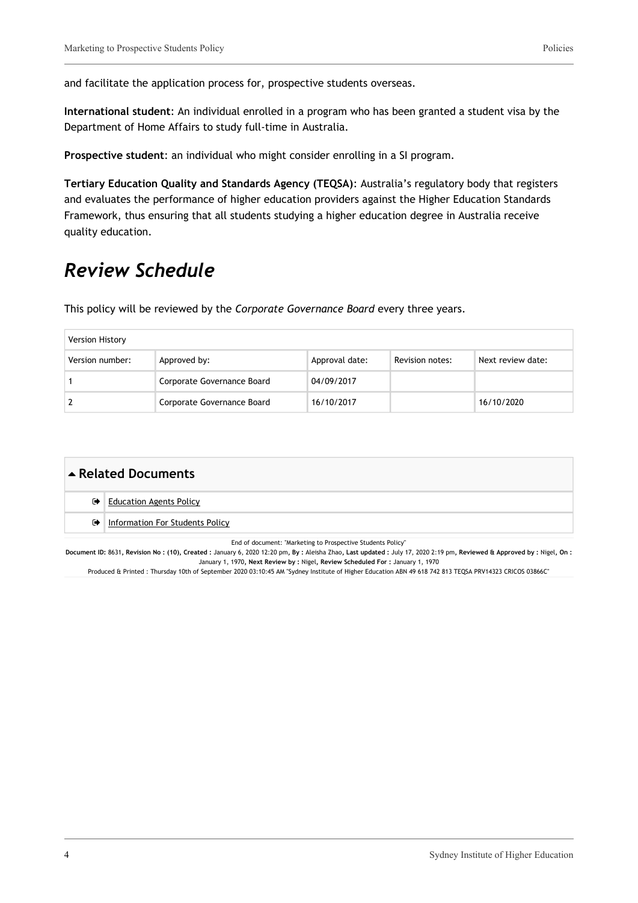and facilitate the application process for, prospective students overseas.

**International student**: An individual enrolled in a program who has been granted a student visa by the Department of Home Affairs to study full-time in Australia.

**Prospective student**: an individual who might consider enrolling in a SI program.

**Tertiary Education Quality and Standards Agency (TEQSA)**: Australia's regulatory body that registers and evaluates the performance of higher education providers against the Higher Education Standards Framework, thus ensuring that all students studying a higher education degree in Australia receive quality education.

## *Review Schedule*

This policy will be reviewed by the *Corporate Governance Board* every three years.

| Version History | | | | |
|---|---|---|---|---|
| Version number: | Approved by: | Approval date: | Revision notes: | Next review date: |
| 1 | Corporate Governance Board | 04/09/2017 | | |
| 2 | Corporate Governance Board | 16/10/2017 | | 16/10/2020 |

### ▲ Related Documents

- Education Agents Policy
- Information For Students Policy

End of document: "Marketing to Prospective Students Policy"

**Document ID:** 8631, **Revision No : (10), Created :** January 6, 2020 12:20 pm, **By :** Aleisha Zhao, **Last updated :** July 17, 2020 2:19 pm, **Reviewed & Approved by :** Nigel, **On :** January 1, 1970, **Next Review by :** Nigel, **Review Scheduled For :** January 1, 1970

Produced & Printed : Thursday 10th of September 2020 03:10:45 AM "Sydney Institute of Higher Education ABN 49 618 742 813 TEQSA PRV14323 CRICOS 03866C"